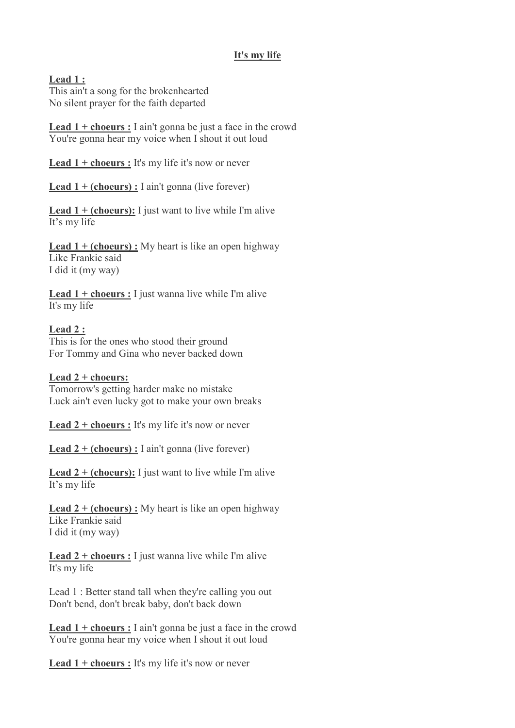# It's my life

**Lead 1 :**
This ain't a song for the brokenhearted
No silent prayer for the faith departed

**Lead 1 + choeurs :** I ain't gonna be just a face in the crowd
You're gonna hear my voice when I shout it out loud

**Lead 1 + choeurs :** It's my life it's now or never

**Lead 1 + (choeurs) :** I ain't gonna (live forever)

**Lead 1 + (choeurs):** I just want to live while I'm alive
It's my life

**Lead 1 + (choeurs) :** My heart is like an open highway
Like Frankie said
I did it (my way)

**Lead 1 + choeurs :** I just wanna live while I'm alive
It's my life

**Lead 2 :**
This is for the ones who stood their ground
For Tommy and Gina who never backed down

**Lead 2 + choeurs:**
Tomorrow's getting harder make no mistake
Luck ain't even lucky got to make your own breaks

**Lead 2 + choeurs :** It's my life it's now or never

**Lead 2 + (choeurs) :** I ain't gonna (live forever)

**Lead 2 + (choeurs):** I just want to live while I'm alive
It's my life

**Lead 2 + (choeurs) :** My heart is like an open highway
Like Frankie said
I did it (my way)

**Lead 2 + choeurs :** I just wanna live while I'm alive
It's my life

Lead 1 : Better stand tall when they're calling you out
Don't bend, don't break baby, don't back down

**Lead 1 + choeurs :** I ain't gonna be just a face in the crowd
You're gonna hear my voice when I shout it out loud

**Lead 1 + choeurs :** It's my life it's now or never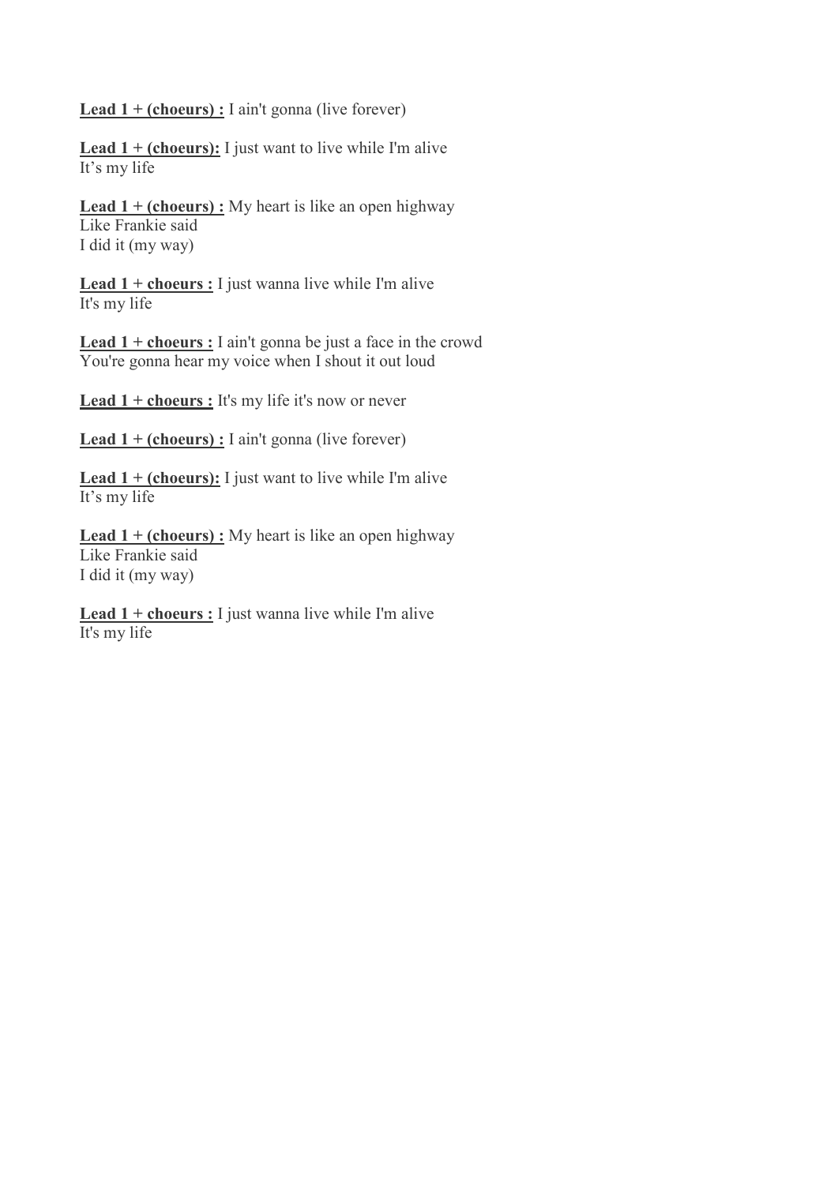**Lead 1 + (choeurs) :** I ain't gonna (live forever)

**Lead 1 + (choeurs):** I just want to live while I'm alive
It's my life

**Lead 1 + (choeurs) :** My heart is like an open highway
Like Frankie said
I did it (my way)

**Lead 1 + choeurs :** I just wanna live while I'm alive
It's my life

**Lead 1 + choeurs :** I ain't gonna be just a face in the crowd
You're gonna hear my voice when I shout it out loud

**Lead 1 + choeurs :** It's my life it's now or never

**Lead 1 + (choeurs) :** I ain't gonna (live forever)

**Lead 1 + (choeurs):** I just want to live while I'm alive
It's my life

**Lead 1 + (choeurs) :** My heart is like an open highway
Like Frankie said
I did it (my way)

**Lead 1 + choeurs :** I just wanna live while I'm alive
It's my life